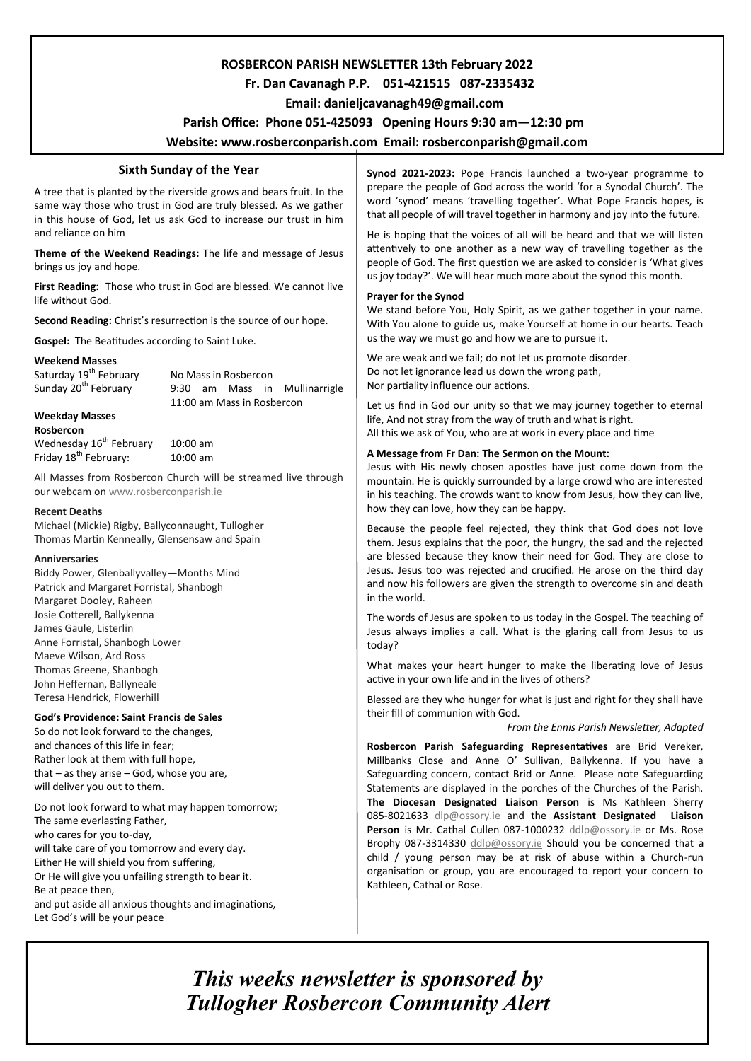# ROSBERCON PARISH NEWSLETTER 13th February 2022

**Fr. Dan Cavanagh P.P. 051-421515 087-2335432**

**Email: danieljcavanagh49@gmail.com**

**Parish Office: Phone 051-425093 Opening Hours 9:30 am—12:30 pm**

**Website: www.rosberconparish.com Email: rosberconparish@gmail.com**

## Sixth Sunday of the Year

A tree that is planted by the riverside grows and bears fruit. In the same way those who trust in God are truly blessed. As we gather in this house of God, let us ask God to increase our trust in him and reliance on him

**Theme of the Weekend Readings:** The life and message of Jesus brings us joy and hope.

**First Reading:** Those who trust in God are blessed. We cannot live life without God.

**Second Reading:** Christ's resurrection is the source of our hope.

**Gospel:** The Beatitudes according to Saint Luke.

**Weekend Masses**

| | |
|---|---|
| Saturday 19th February | No Mass in Rosbercon |
| Sunday 20th February | 9:30 am Mass in Mullinarrigle |
| | 11:00 am Mass in Rosbercon |

**Weekday Masses**

**Rosbercon**

| | |
|---|---|
| Wednesday 16th February | 10:00 am |
| Friday 18th February: | 10:00 am |

All Masses from Rosbercon Church will be streamed live through our webcam on www.rosberconparish.ie

**Recent Deaths**

Michael (Mickie) Rigby, Ballyconnaught, Tullogher
Thomas Martin Kenneally, Glensensaw and Spain

**Anniversaries**

Biddy Power, Glenballyvalley—Months Mind
Patrick and Margaret Forristal, Shanbogh
Margaret Dooley, Raheen
Josie Cotterell, Ballykenna
James Gaule, Listerlin
Anne Forristal, Shanbogh Lower
Maeve Wilson, Ard Ross
Thomas Greene, Shanbogh
John Heffernan, Ballyneale
Teresa Hendrick, Flowerhill

**God's Providence: Saint Francis de Sales**

So do not look forward to the changes,
and chances of this life in fear;
Rather look at them with full hope,
that – as they arise – God, whose you are,
will deliver you out to them.

Do not look forward to what may happen tomorrow;
The same everlasting Father,
who cares for you to-day,
will take care of you tomorrow and every day.
Either He will shield you from suffering,
Or He will give you unfailing strength to bear it.
Be at peace then,
and put aside all anxious thoughts and imaginations,
Let God's will be your peace

**Synod 2021-2023:** Pope Francis launched a two-year programme to prepare the people of God across the world 'for a Synodal Church'. The word 'synod' means 'travelling together'. What Pope Francis hopes, is that all people of will travel together in harmony and joy into the future.

He is hoping that the voices of all will be heard and that we will listen attentively to one another as a new way of travelling together as the people of God. The first question we are asked to consider is 'What gives us joy today?'. We will hear much more about the synod this month.

**Prayer for the Synod**

We stand before You, Holy Spirit, as we gather together in your name. With You alone to guide us, make Yourself at home in our hearts. Teach us the way we must go and how we are to pursue it.

We are weak and we fail; do not let us promote disorder.
Do not let ignorance lead us down the wrong path,
Nor partiality influence our actions.

Let us find in God our unity so that we may journey together to eternal life, And not stray from the way of truth and what is right.
All this we ask of You, who are at work in every place and time

**A Message from Fr Dan: The Sermon on the Mount:**

Jesus with His newly chosen apostles have just come down from the mountain. He is quickly surrounded by a large crowd who are interested in his teaching. The crowds want to know from Jesus, how they can live, how they can love, how they can be happy.

Because the people feel rejected, they think that God does not love them. Jesus explains that the poor, the hungry, the sad and the rejected are blessed because they know their need for God. They are close to Jesus. Jesus too was rejected and crucified. He arose on the third day and now his followers are given the strength to overcome sin and death in the world.

The words of Jesus are spoken to us today in the Gospel. The teaching of Jesus always implies a call. What is the glaring call from Jesus to us today?

What makes your heart hunger to make the liberating love of Jesus active in your own life and in the lives of others?

Blessed are they who hunger for what is just and right for they shall have their fill of communion with God.

*From the Ennis Parish Newsletter, Adapted*

**Rosbercon Parish Safeguarding Representatives** are Brid Vereker, Millbanks Close and Anne O' Sullivan, Ballykenna. If you have a Safeguarding concern, contact Brid or Anne. Please note Safeguarding Statements are displayed in the porches of the Churches of the Parish. **The Diocesan Designated Liaison Person** is Ms Kathleen Sherry 085-8021633 dlp@ossory.ie and the **Assistant Designated Liaison Person** is Mr. Cathal Cullen 087-1000232 ddlp@ossory.ie or Ms. Rose Brophy 087-3314330 ddlp@ossory.ie Should you be concerned that a child / young person may be at risk of abuse within a Church-run organisation or group, you are encouraged to report your concern to Kathleen, Cathal or Rose.

***This weeks newsletter is sponsored by Tullogher Rosbercon Community Alert***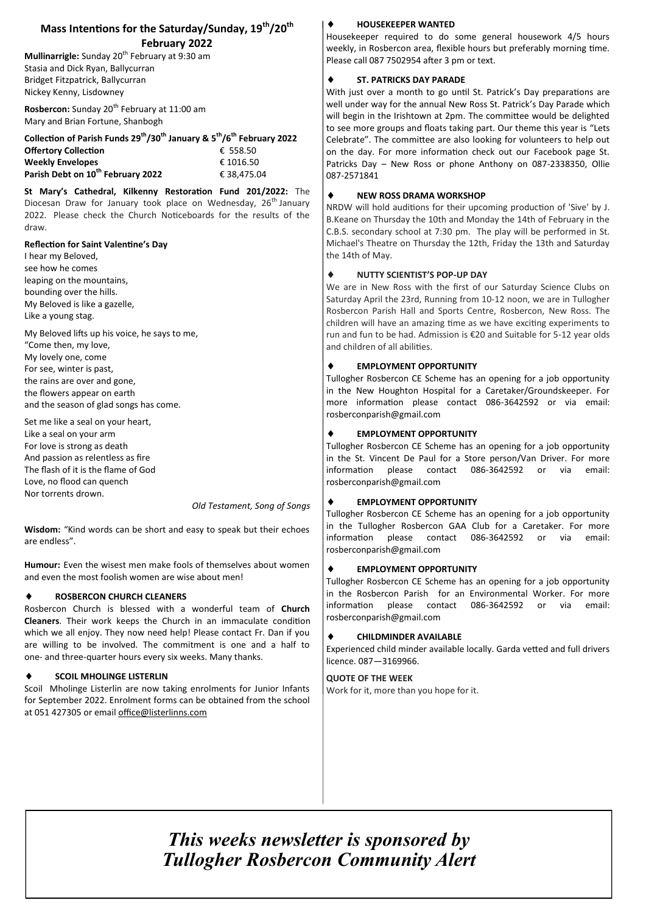## Mass Intentions for the Saturday/Sunday, 19th/20th February 2022

**Mullinarrigle:** Sunday 20th February at 9:30 am
Stasia and Dick Ryan, Ballycurran
Bridget Fitzpatrick, Ballycurran
Nickey Kenny, Lisdowney

**Rosbercon:** Sunday 20th February at 11:00 am
Mary and Brian Fortune, Shanbogh

**Collection of Parish Funds 29th/30th January & 5th/6th February 2022**

| | |
|---|---|
| **Offertory Collection** | € 558.50 |
| **Weekly Envelopes** | € 1016.50 |
| **Parish Debt on 10th February 2022** | € 38,475.04 |

**St Mary's Cathedral, Kilkenny Restoration Fund 201/2022:** The Diocesan Draw for January took place on Wednesday, 26th January 2022. Please check the Church Noticeboards for the results of the draw.

**Reflection for Saint Valentine's Day**

I hear my Beloved,
see how he comes
leaping on the mountains,
bounding over the hills.
My Beloved is like a gazelle,
Like a young stag.

My Beloved lifts up his voice, he says to me,
"Come then, my love,
My lovely one, come
For see, winter is past,
the rains are over and gone,
the flowers appear on earth
and the season of glad songs has come.

Set me like a seal on your heart,
Like a seal on your arm
For love is strong as death
And passion as relentless as fire
The flash of it is the flame of God
Love, no flood can quench
Nor torrents drown.

*Old Testament, Song of Songs*

**Wisdom:** "Kind words can be short and easy to speak but their echoes are endless".

**Humour:** Even the wisest men make fools of themselves about women and even the most foolish women are wise about men!

♦ **ROSBERCON CHURCH CLEANERS**

Rosbercon Church is blessed with a wonderful team of **Church Cleaners**. Their work keeps the Church in an immaculate condition which we all enjoy. They now need help! Please contact Fr. Dan if you are willing to be involved. The commitment is one and a half to one- and three-quarter hours every six weeks. Many thanks.

♦ **SCOIL MHOLINGE LISTERLIN**

Scoil Mholinge Listerlin are now taking enrolments for Junior Infants for September 2022. Enrolment forms can be obtained from the school at 051 427305 or email office@listerlinns.com

♦ **HOUSEKEEPER WANTED**

Housekeeper required to do some general housework 4/5 hours weekly, in Rosbercon area, flexible hours but preferably morning time. Please call 087 7502954 after 3 pm or text.

♦ **ST. PATRICKS DAY PARADE**

With just over a month to go until St. Patrick's Day preparations are well under way for the annual New Ross St. Patrick's Day Parade which will begin in the Irishtown at 2pm. The committee would be delighted to see more groups and floats taking part. Our theme this year is "Lets Celebrate". The committee are also looking for volunteers to help out on the day. For more information check out our Facebook page St. Patricks Day – New Ross or phone Anthony on 087-2338350, Ollie 087-2571841

♦ **NEW ROSS DRAMA WORKSHOP**

NRDW will hold auditions for their upcoming production of 'Sive' by J. B.Keane on Thursday the 10th and Monday the 14th of February in the C.B.S. secondary school at 7:30 pm. The play will be performed in St. Michael's Theatre on Thursday the 12th, Friday the 13th and Saturday the 14th of May.

♦ **NUTTY SCIENTIST'S POP-UP DAY**

We are in New Ross with the first of our Saturday Science Clubs on Saturday April the 23rd, Running from 10-12 noon, we are in Tullogher Rosbercon Parish Hall and Sports Centre, Rosbercon, New Ross. The children will have an amazing time as we have exciting experiments to run and fun to be had. Admission is €20 and Suitable for 5-12 year olds and children of all abilities.

♦ **EMPLOYMENT OPPORTUNITY**

Tullogher Rosbercon CE Scheme has an opening for a job opportunity in the New Houghton Hospital for a Caretaker/Groundskeeper. For more information please contact 086-3642592 or via email: rosberconparish@gmail.com

♦ **EMPLOYMENT OPPORTUNITY**

Tullogher Rosbercon CE Scheme has an opening for a job opportunity in the St. Vincent De Paul for a Store person/Van Driver. For more information please contact 086-3642592 or via email: rosberconparish@gmail.com

♦ **EMPLOYMENT OPPORTUNITY**

Tullogher Rosbercon CE Scheme has an opening for a job opportunity in the Tullogher Rosbercon GAA Club for a Caretaker. For more information please contact 086-3642592 or via email: rosberconparish@gmail.com

♦ **EMPLOYMENT OPPORTUNITY**

Tullogher Rosbercon CE Scheme has an opening for a job opportunity in the Rosbercon Parish for an Environmental Worker. For more information please contact 086-3642592 or via email: rosberconparish@gmail.com

♦ **CHILDMINDER AVAILABLE**

Experienced child minder available locally. Garda vetted and full drivers licence. 087—3169966.

**QUOTE OF THE WEEK**

Work for it, more than you hope for it.

***This weeks newsletter is sponsored by Tullogher Rosbercon Community Alert***